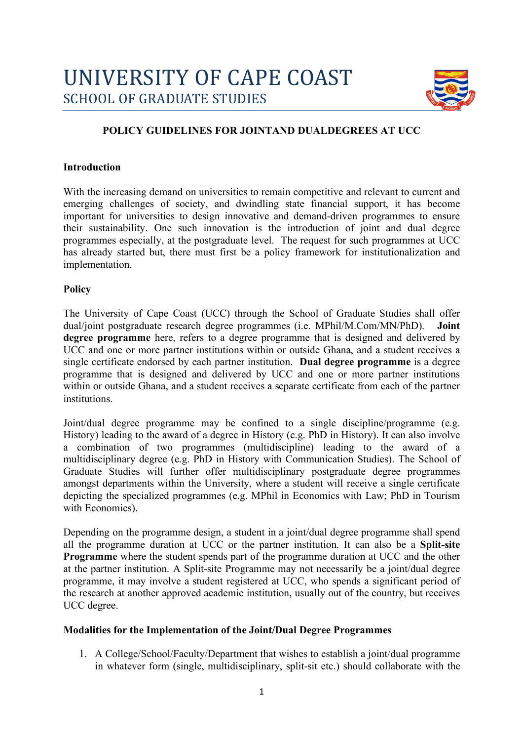# UNIVERSITY OF CAPE COAST
## SCHOOL OF GRADUATE STUDIES

**POLICY GUIDELINES FOR JOINTAND DUALDEGREES AT UCC**

**Introduction**

With the increasing demand on universities to remain competitive and relevant to current and emerging challenges of society, and dwindling state financial support, it has become important for universities to design innovative and demand-driven programmes to ensure their sustainability. One such innovation is the introduction of joint and dual degree programmes especially, at the postgraduate level. The request for such programmes at UCC has already started but, there must first be a policy framework for institutionalization and implementation.

**Policy**

The University of Cape Coast (UCC) through the School of Graduate Studies shall offer dual/joint postgraduate research degree programmes (i.e. MPhil/M.Com/MN/PhD). **Joint degree programme** here, refers to a degree programme that is designed and delivered by UCC and one or more partner institutions within or outside Ghana, and a student receives a single certificate endorsed by each partner institution. **Dual degree programme** is a degree programme that is designed and delivered by UCC and one or more partner institutions within or outside Ghana, and a student receives a separate certificate from each of the partner institutions.

Joint/dual degree programme may be confined to a single discipline/programme (e.g. History) leading to the award of a degree in History (e.g. PhD in History). It can also involve a combination of two programmes (multidiscipline) leading to the award of a multidisciplinary degree (e.g. PhD in History with Communication Studies). The School of Graduate Studies will further offer multidisciplinary postgraduate degree programmes amongst departments within the University, where a student will receive a single certificate depicting the specialized programmes (e.g. MPhil in Economics with Law; PhD in Tourism with Economics).

Depending on the programme design, a student in a joint/dual degree programme shall spend all the programme duration at UCC or the partner institution. It can also be a **Split-site Programme** where the student spends part of the programme duration at UCC and the other at the partner institution. A Split-site Programme may not necessarily be a joint/dual degree programme, it may involve a student registered at UCC, who spends a significant period of the research at another approved academic institution, usually out of the country, but receives UCC degree.

**Modalities for the Implementation of the Joint/Dual Degree Programmes**

1. A College/School/Faculty/Department that wishes to establish a joint/dual programme in whatever form (single, multidisciplinary, split-sit etc.) should collaborate with the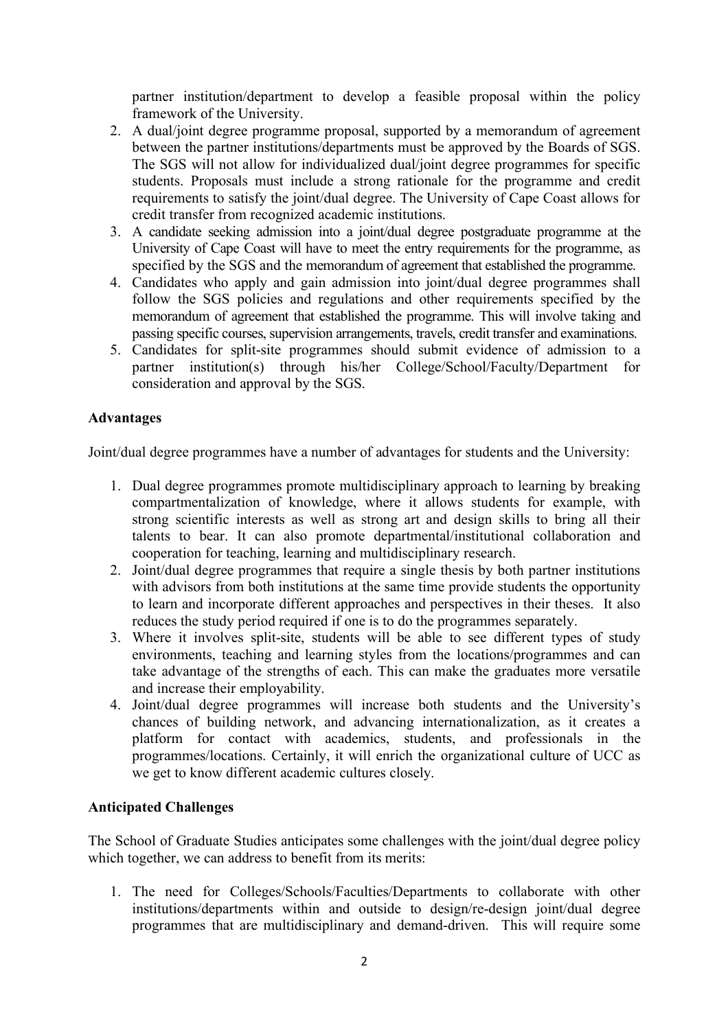partner institution/department to develop a feasible proposal within the policy framework of the University.

2. A dual/joint degree programme proposal, supported by a memorandum of agreement between the partner institutions/departments must be approved by the Boards of SGS. The SGS will not allow for individualized dual/joint degree programmes for specific students. Proposals must include a strong rationale for the programme and credit requirements to satisfy the joint/dual degree. The University of Cape Coast allows for credit transfer from recognized academic institutions.
3. A candidate seeking admission into a joint/dual degree postgraduate programme at the University of Cape Coast will have to meet the entry requirements for the programme, as specified by the SGS and the memorandum of agreement that established the programme.
4. Candidates who apply and gain admission into joint/dual degree programmes shall follow the SGS policies and regulations and other requirements specified by the memorandum of agreement that established the programme. This will involve taking and passing specific courses, supervision arrangements, travels, credit transfer and examinations.
5. Candidates for split-site programmes should submit evidence of admission to a partner institution(s) through his/her College/School/Faculty/Department for consideration and approval by the SGS.

**Advantages**

Joint/dual degree programmes have a number of advantages for students and the University:

1. Dual degree programmes promote multidisciplinary approach to learning by breaking compartmentalization of knowledge, where it allows students for example, with strong scientific interests as well as strong art and design skills to bring all their talents to bear. It can also promote departmental/institutional collaboration and cooperation for teaching, learning and multidisciplinary research.
2. Joint/dual degree programmes that require a single thesis by both partner institutions with advisors from both institutions at the same time provide students the opportunity to learn and incorporate different approaches and perspectives in their theses. It also reduces the study period required if one is to do the programmes separately.
3. Where it involves split-site, students will be able to see different types of study environments, teaching and learning styles from the locations/programmes and can take advantage of the strengths of each. This can make the graduates more versatile and increase their employability.
4. Joint/dual degree programmes will increase both students and the University's chances of building network, and advancing internationalization, as it creates a platform for contact with academics, students, and professionals in the programmes/locations. Certainly, it will enrich the organizational culture of UCC as we get to know different academic cultures closely.

**Anticipated Challenges**

The School of Graduate Studies anticipates some challenges with the joint/dual degree policy which together, we can address to benefit from its merits:

1. The need for Colleges/Schools/Faculties/Departments to collaborate with other institutions/departments within and outside to design/re-design joint/dual degree programmes that are multidisciplinary and demand-driven. This will require some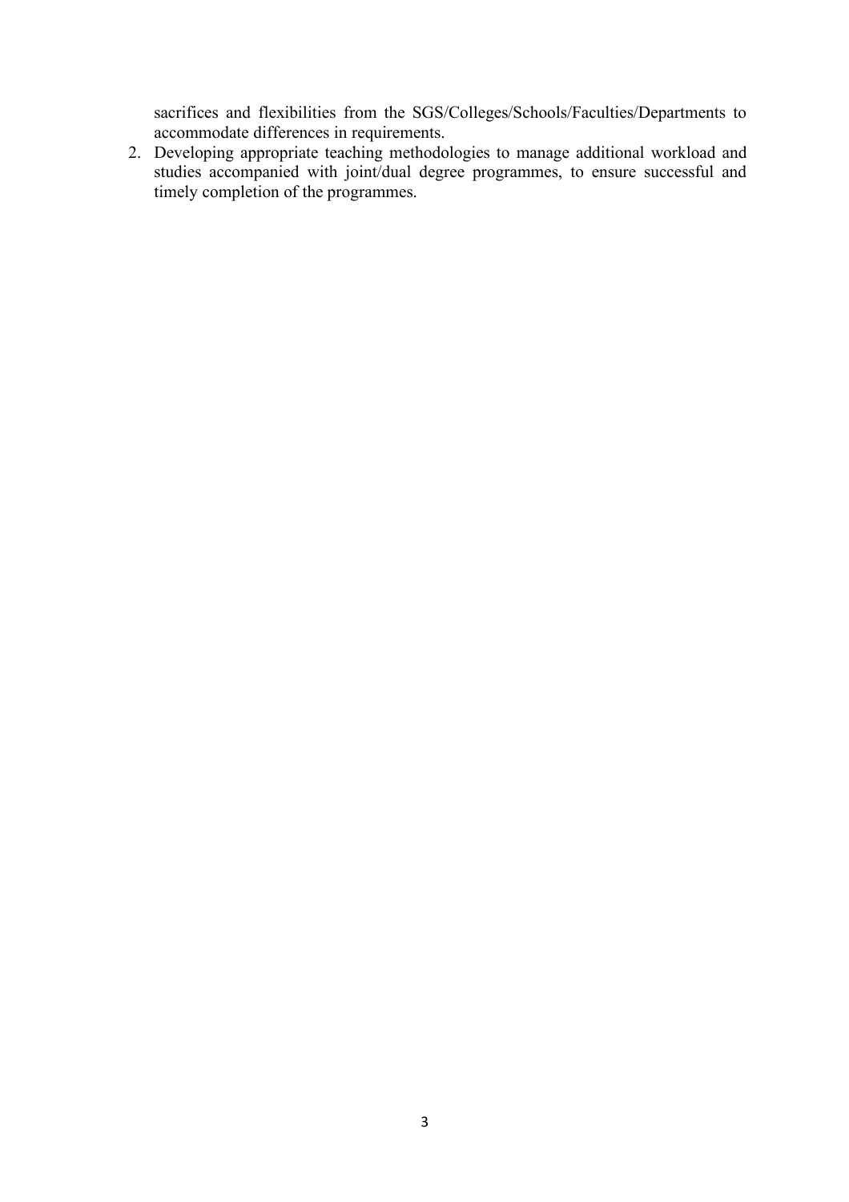sacrifices and flexibilities from the SGS/Colleges/Schools/Faculties/Departments to accommodate differences in requirements.

2. Developing appropriate teaching methodologies to manage additional workload and studies accompanied with joint/dual degree programmes, to ensure successful and timely completion of the programmes.